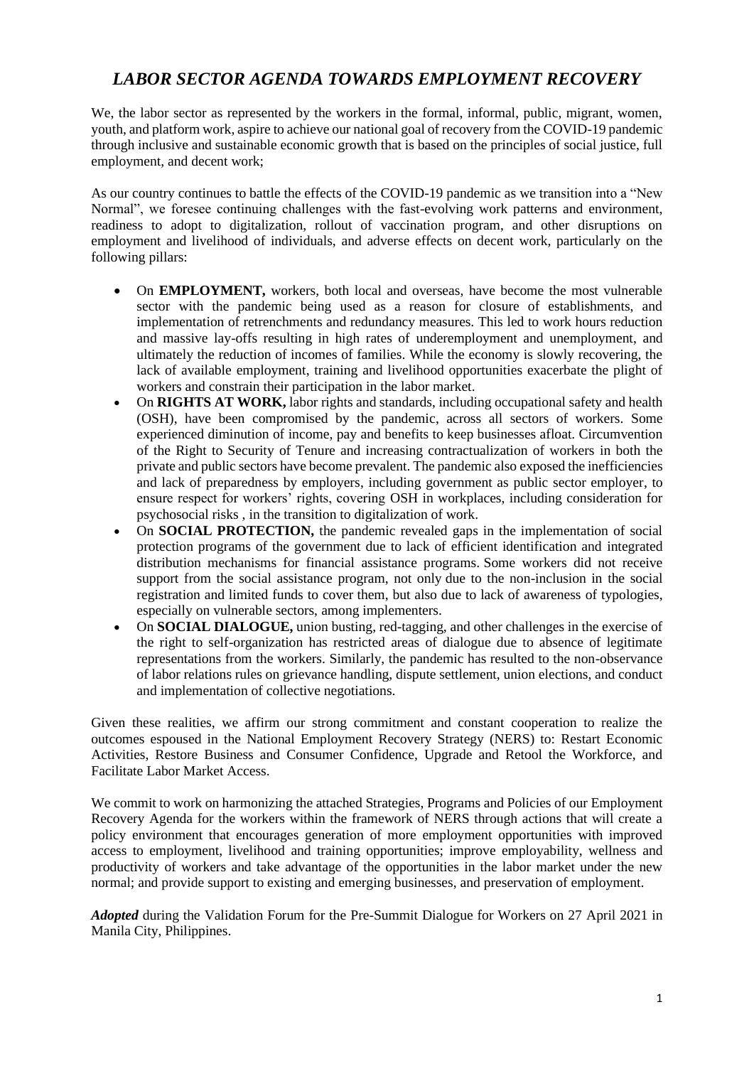# *LABOR SECTOR AGENDA TOWARDS EMPLOYMENT RECOVERY*

We, the labor sector as represented by the workers in the formal, informal, public, migrant, women, youth, and platform work, aspire to achieve our national goal of recovery from the COVID-19 pandemic through inclusive and sustainable economic growth that is based on the principles of social justice, full employment, and decent work;

As our country continues to battle the effects of the COVID-19 pandemic as we transition into a "New Normal", we foresee continuing challenges with the fast-evolving work patterns and environment, readiness to adopt to digitalization, rollout of vaccination program, and other disruptions on employment and livelihood of individuals, and adverse effects on decent work, particularly on the following pillars:

- On **EMPLOYMENT,** workers, both local and overseas, have become the most vulnerable sector with the pandemic being used as a reason for closure of establishments, and implementation of retrenchments and redundancy measures. This led to work hours reduction and massive lay-offs resulting in high rates of underemployment and unemployment, and ultimately the reduction of incomes of families. While the economy is slowly recovering, the lack of available employment, training and livelihood opportunities exacerbate the plight of workers and constrain their participation in the labor market.
- On **RIGHTS AT WORK,** labor rights and standards, including occupational safety and health (OSH), have been compromised by the pandemic, across all sectors of workers. Some experienced diminution of income, pay and benefits to keep businesses afloat. Circumvention of the Right to Security of Tenure and increasing contractualization of workers in both the private and public sectors have become prevalent. The pandemic also exposed the inefficiencies and lack of preparedness by employers, including government as public sector employer, to ensure respect for workers' rights, covering OSH in workplaces, including consideration for psychosocial risks , in the transition to digitalization of work.
- On **SOCIAL PROTECTION,** the pandemic revealed gaps in the implementation of social protection programs of the government due to lack of efficient identification and integrated distribution mechanisms for financial assistance programs. Some workers did not receive support from the social assistance program, not only due to the non-inclusion in the social registration and limited funds to cover them, but also due to lack of awareness of typologies, especially on vulnerable sectors, among implementers.
- On **SOCIAL DIALOGUE,** union busting, red-tagging, and other challenges in the exercise of the right to self-organization has restricted areas of dialogue due to absence of legitimate representations from the workers. Similarly, the pandemic has resulted to the non-observance of labor relations rules on grievance handling, dispute settlement, union elections, and conduct and implementation of collective negotiations.

Given these realities, we affirm our strong commitment and constant cooperation to realize the outcomes espoused in the National Employment Recovery Strategy (NERS) to: Restart Economic Activities, Restore Business and Consumer Confidence, Upgrade and Retool the Workforce, and Facilitate Labor Market Access.

We commit to work on harmonizing the attached Strategies, Programs and Policies of our Employment Recovery Agenda for the workers within the framework of NERS through actions that will create a policy environment that encourages generation of more employment opportunities with improved access to employment, livelihood and training opportunities; improve employability, wellness and productivity of workers and take advantage of the opportunities in the labor market under the new normal; and provide support to existing and emerging businesses, and preservation of employment.

***Adopted*** during the Validation Forum for the Pre-Summit Dialogue for Workers on 27 April 2021 in Manila City, Philippines.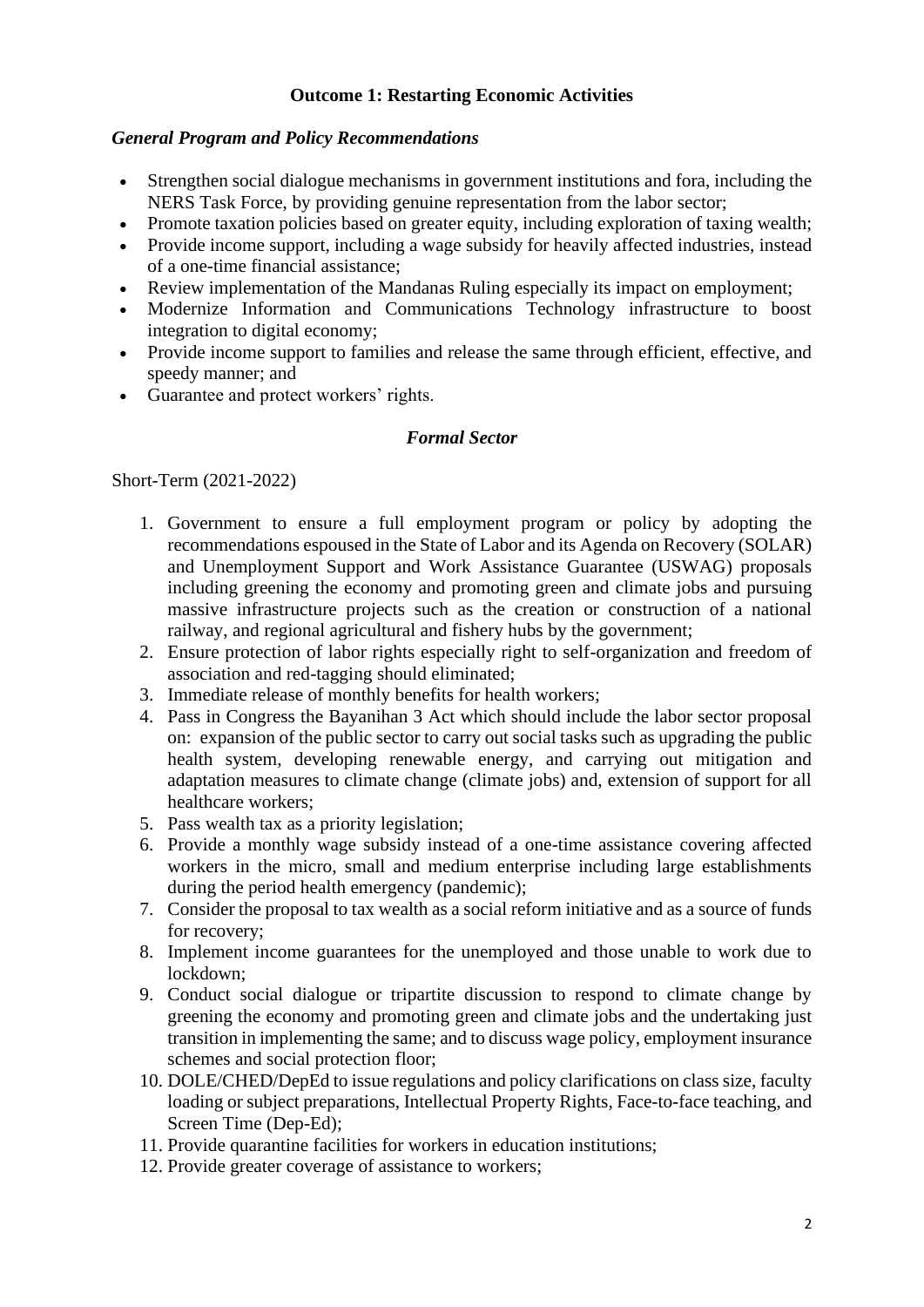## Outcome 1: Restarting Economic Activities

### *General Program and Policy Recommendations*

- Strengthen social dialogue mechanisms in government institutions and fora, including the NERS Task Force, by providing genuine representation from the labor sector;
- Promote taxation policies based on greater equity, including exploration of taxing wealth;
- Provide income support, including a wage subsidy for heavily affected industries, instead of a one-time financial assistance;
- Review implementation of the Mandanas Ruling especially its impact on employment;
- Modernize Information and Communications Technology infrastructure to boost integration to digital economy;
- Provide income support to families and release the same through efficient, effective, and speedy manner; and
- Guarantee and protect workers' rights.

### *Formal Sector*

Short-Term (2021-2022)

1. Government to ensure a full employment program or policy by adopting the recommendations espoused in the State of Labor and its Agenda on Recovery (SOLAR) and Unemployment Support and Work Assistance Guarantee (USWAG) proposals including greening the economy and promoting green and climate jobs and pursuing massive infrastructure projects such as the creation or construction of a national railway, and regional agricultural and fishery hubs by the government;
2. Ensure protection of labor rights especially right to self-organization and freedom of association and red-tagging should eliminated;
3. Immediate release of monthly benefits for health workers;
4. Pass in Congress the Bayanihan 3 Act which should include the labor sector proposal on: expansion of the public sector to carry out social tasks such as upgrading the public health system, developing renewable energy, and carrying out mitigation and adaptation measures to climate change (climate jobs) and, extension of support for all healthcare workers;
5. Pass wealth tax as a priority legislation;
6. Provide a monthly wage subsidy instead of a one-time assistance covering affected workers in the micro, small and medium enterprise including large establishments during the period health emergency (pandemic);
7. Consider the proposal to tax wealth as a social reform initiative and as a source of funds for recovery;
8. Implement income guarantees for the unemployed and those unable to work due to lockdown;
9. Conduct social dialogue or tripartite discussion to respond to climate change by greening the economy and promoting green and climate jobs and the undertaking just transition in implementing the same; and to discuss wage policy, employment insurance schemes and social protection floor;
10. DOLE/CHED/DepEd to issue regulations and policy clarifications on class size, faculty loading or subject preparations, Intellectual Property Rights, Face-to-face teaching, and Screen Time (Dep-Ed);
11. Provide quarantine facilities for workers in education institutions;
12. Provide greater coverage of assistance to workers;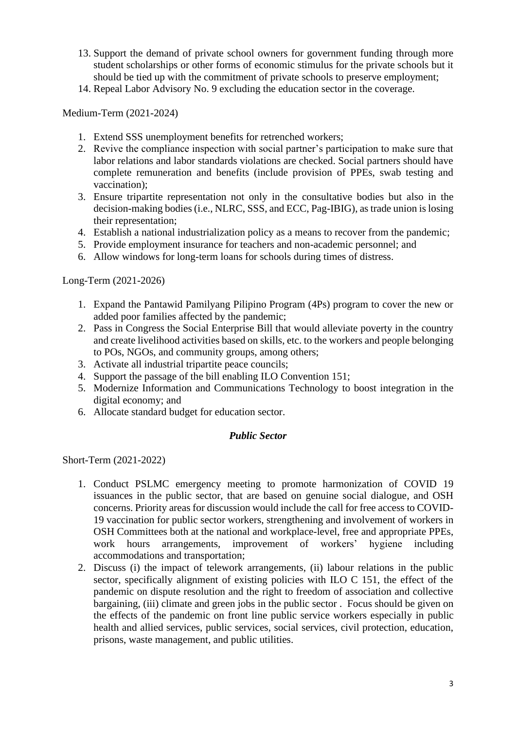13. Support the demand of private school owners for government funding through more student scholarships or other forms of economic stimulus for the private schools but it should be tied up with the commitment of private schools to preserve employment;
14. Repeal Labor Advisory No. 9 excluding the education sector in the coverage.

Medium-Term (2021-2024)

1. Extend SSS unemployment benefits for retrenched workers;
2. Revive the compliance inspection with social partner's participation to make sure that labor relations and labor standards violations are checked. Social partners should have complete remuneration and benefits (include provision of PPEs, swab testing and vaccination);
3. Ensure tripartite representation not only in the consultative bodies but also in the decision-making bodies (i.e., NLRC, SSS, and ECC, Pag-IBIG), as trade union is losing their representation;
4. Establish a national industrialization policy as a means to recover from the pandemic;
5. Provide employment insurance for teachers and non-academic personnel; and
6. Allow windows for long-term loans for schools during times of distress.

Long-Term (2021-2026)

1. Expand the Pantawid Pamilyang Pilipino Program (4Ps) program to cover the new or added poor families affected by the pandemic;
2. Pass in Congress the Social Enterprise Bill that would alleviate poverty in the country and create livelihood activities based on skills, etc. to the workers and people belonging to POs, NGOs, and community groups, among others;
3. Activate all industrial tripartite peace councils;
4. Support the passage of the bill enabling ILO Convention 151;
5. Modernize Information and Communications Technology to boost integration in the digital economy; and
6. Allocate standard budget for education sector.

### *Public Sector*

Short-Term (2021-2022)

1. Conduct PSLMC emergency meeting to promote harmonization of COVID 19 issuances in the public sector, that are based on genuine social dialogue, and OSH concerns. Priority areas for discussion would include the call for free access to COVID-19 vaccination for public sector workers, strengthening and involvement of workers in OSH Committees both at the national and workplace-level, free and appropriate PPEs, work hours arrangements, improvement of workers' hygiene including accommodations and transportation;
2. Discuss (i) the impact of telework arrangements, (ii) labour relations in the public sector, specifically alignment of existing policies with ILO C 151, the effect of the pandemic on dispute resolution and the right to freedom of association and collective bargaining, (iii) climate and green jobs in the public sector . Focus should be given on the effects of the pandemic on front line public service workers especially in public health and allied services, public services, social services, civil protection, education, prisons, waste management, and public utilities.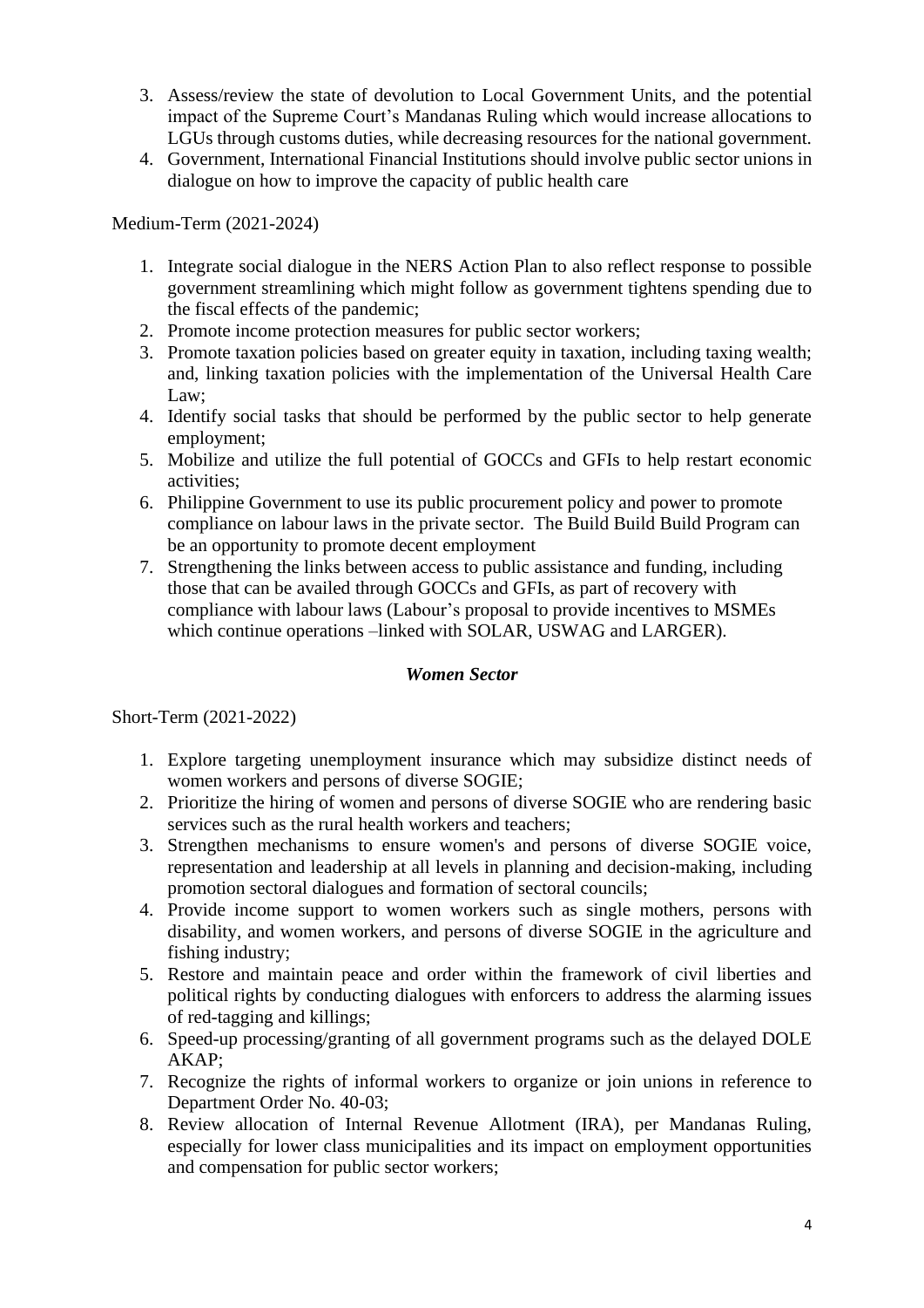3. Assess/review the state of devolution to Local Government Units, and the potential impact of the Supreme Court's Mandanas Ruling which would increase allocations to LGUs through customs duties, while decreasing resources for the national government.
4. Government, International Financial Institutions should involve public sector unions in dialogue on how to improve the capacity of public health care

Medium-Term (2021-2024)

1. Integrate social dialogue in the NERS Action Plan to also reflect response to possible government streamlining which might follow as government tightens spending due to the fiscal effects of the pandemic;
2. Promote income protection measures for public sector workers;
3. Promote taxation policies based on greater equity in taxation, including taxing wealth; and, linking taxation policies with the implementation of the Universal Health Care Law;
4. Identify social tasks that should be performed by the public sector to help generate employment;
5. Mobilize and utilize the full potential of GOCCs and GFIs to help restart economic activities;
6. Philippine Government to use its public procurement policy and power to promote compliance on labour laws in the private sector. The Build Build Build Program can be an opportunity to promote decent employment
7. Strengthening the links between access to public assistance and funding, including those that can be availed through GOCCs and GFIs, as part of recovery with compliance with labour laws (Labour's proposal to provide incentives to MSMEs which continue operations –linked with SOLAR, USWAG and LARGER).

### *Women Sector*

Short-Term (2021-2022)

1. Explore targeting unemployment insurance which may subsidize distinct needs of women workers and persons of diverse SOGIE;
2. Prioritize the hiring of women and persons of diverse SOGIE who are rendering basic services such as the rural health workers and teachers;
3. Strengthen mechanisms to ensure women's and persons of diverse SOGIE voice, representation and leadership at all levels in planning and decision-making, including promotion sectoral dialogues and formation of sectoral councils;
4. Provide income support to women workers such as single mothers, persons with disability, and women workers, and persons of diverse SOGIE in the agriculture and fishing industry;
5. Restore and maintain peace and order within the framework of civil liberties and political rights by conducting dialogues with enforcers to address the alarming issues of red-tagging and killings;
6. Speed-up processing/granting of all government programs such as the delayed DOLE AKAP;
7. Recognize the rights of informal workers to organize or join unions in reference to Department Order No. 40-03;
8. Review allocation of Internal Revenue Allotment (IRA), per Mandanas Ruling, especially for lower class municipalities and its impact on employment opportunities and compensation for public sector workers;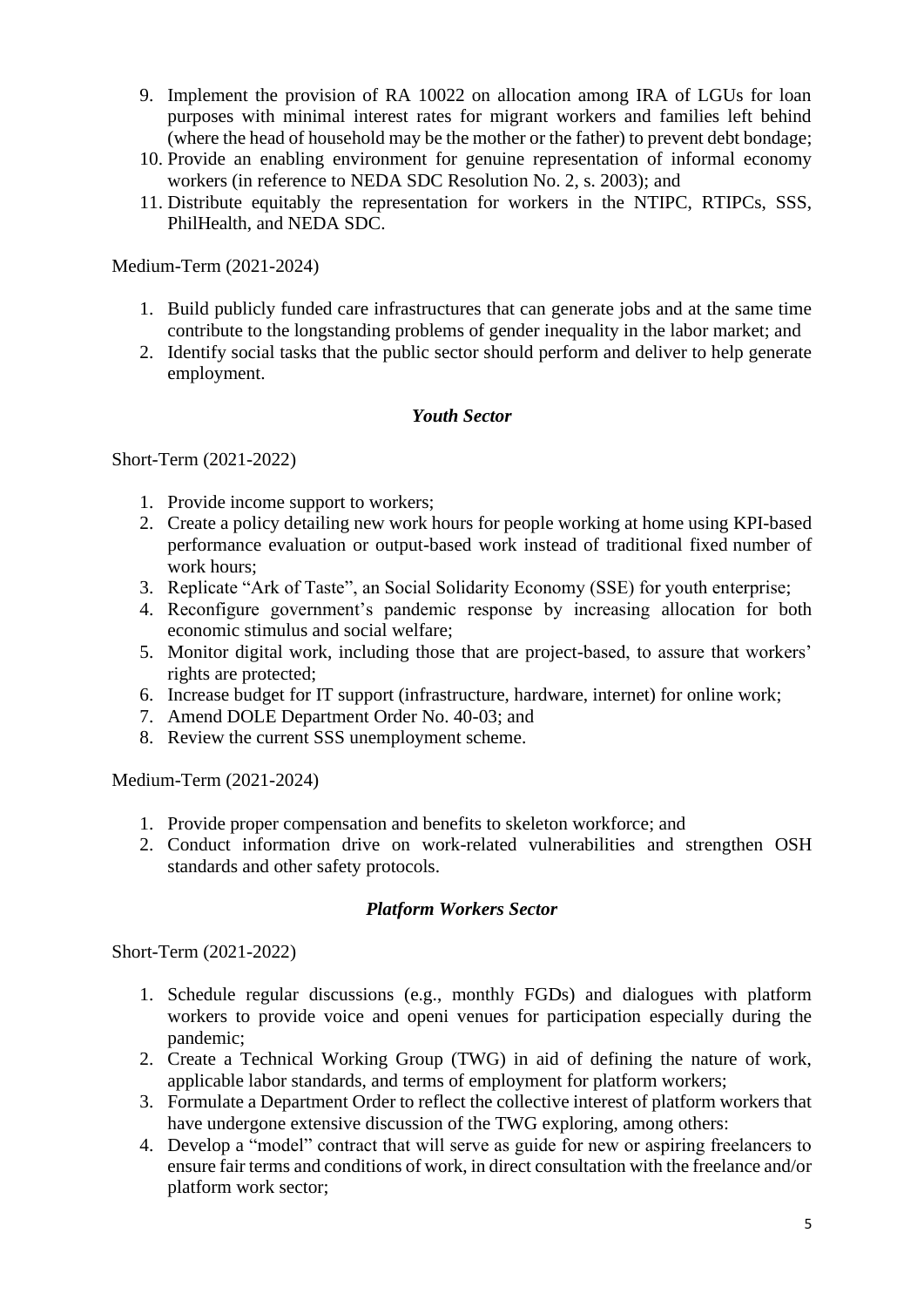9. Implement the provision of RA 10022 on allocation among IRA of LGUs for loan purposes with minimal interest rates for migrant workers and families left behind (where the head of household may be the mother or the father) to prevent debt bondage;
10. Provide an enabling environment for genuine representation of informal economy workers (in reference to NEDA SDC Resolution No. 2, s. 2003); and
11. Distribute equitably the representation for workers in the NTIPC, RTIPCs, SSS, PhilHealth, and NEDA SDC.

Medium-Term (2021-2024)

1. Build publicly funded care infrastructures that can generate jobs and at the same time contribute to the longstanding problems of gender inequality in the labor market; and
2. Identify social tasks that the public sector should perform and deliver to help generate employment.

### *Youth Sector*

Short-Term (2021-2022)

1. Provide income support to workers;
2. Create a policy detailing new work hours for people working at home using KPI-based performance evaluation or output-based work instead of traditional fixed number of work hours;
3. Replicate "Ark of Taste", an Social Solidarity Economy (SSE) for youth enterprise;
4. Reconfigure government's pandemic response by increasing allocation for both economic stimulus and social welfare;
5. Monitor digital work, including those that are project-based, to assure that workers' rights are protected;
6. Increase budget for IT support (infrastructure, hardware, internet) for online work;
7. Amend DOLE Department Order No. 40-03; and
8. Review the current SSS unemployment scheme.

Medium-Term (2021-2024)

1. Provide proper compensation and benefits to skeleton workforce; and
2. Conduct information drive on work-related vulnerabilities and strengthen OSH standards and other safety protocols.

### *Platform Workers Sector*

Short-Term (2021-2022)

1. Schedule regular discussions (e.g., monthly FGDs) and dialogues with platform workers to provide voice and openi venues for participation especially during the pandemic;
2. Create a Technical Working Group (TWG) in aid of defining the nature of work, applicable labor standards, and terms of employment for platform workers;
3. Formulate a Department Order to reflect the collective interest of platform workers that have undergone extensive discussion of the TWG exploring, among others:
4. Develop a "model" contract that will serve as guide for new or aspiring freelancers to ensure fair terms and conditions of work, in direct consultation with the freelance and/or platform work sector;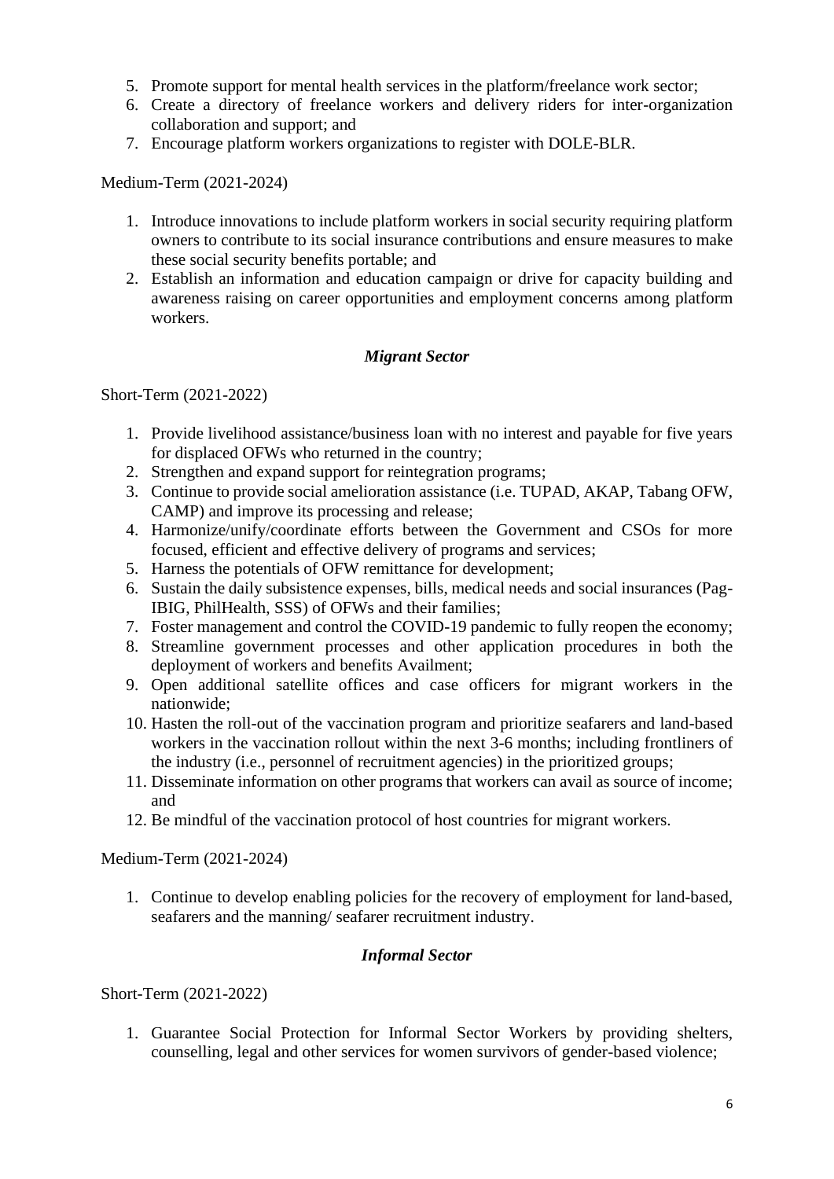5. Promote support for mental health services in the platform/freelance work sector;
6. Create a directory of freelance workers and delivery riders for inter-organization collaboration and support; and
7. Encourage platform workers organizations to register with DOLE-BLR.

Medium-Term (2021-2024)

1. Introduce innovations to include platform workers in social security requiring platform owners to contribute to its social insurance contributions and ensure measures to make these social security benefits portable; and
2. Establish an information and education campaign or drive for capacity building and awareness raising on career opportunities and employment concerns among platform workers.

### *Migrant Sector*

Short-Term (2021-2022)

1. Provide livelihood assistance/business loan with no interest and payable for five years for displaced OFWs who returned in the country;
2. Strengthen and expand support for reintegration programs;
3. Continue to provide social amelioration assistance (i.e. TUPAD, AKAP, Tabang OFW, CAMP) and improve its processing and release;
4. Harmonize/unify/coordinate efforts between the Government and CSOs for more focused, efficient and effective delivery of programs and services;
5. Harness the potentials of OFW remittance for development;
6. Sustain the daily subsistence expenses, bills, medical needs and social insurances (Pag-IBIG, PhilHealth, SSS) of OFWs and their families;
7. Foster management and control the COVID-19 pandemic to fully reopen the economy;
8. Streamline government processes and other application procedures in both the deployment of workers and benefits Availment;
9. Open additional satellite offices and case officers for migrant workers in the nationwide;
10. Hasten the roll-out of the vaccination program and prioritize seafarers and land-based workers in the vaccination rollout within the next 3-6 months; including frontliners of the industry (i.e., personnel of recruitment agencies) in the prioritized groups;
11. Disseminate information on other programs that workers can avail as source of income; and
12. Be mindful of the vaccination protocol of host countries for migrant workers.

Medium-Term (2021-2024)

1. Continue to develop enabling policies for the recovery of employment for land-based, seafarers and the manning/ seafarer recruitment industry.

### *Informal Sector*

Short-Term (2021-2022)

1. Guarantee Social Protection for Informal Sector Workers by providing shelters, counselling, legal and other services for women survivors of gender-based violence;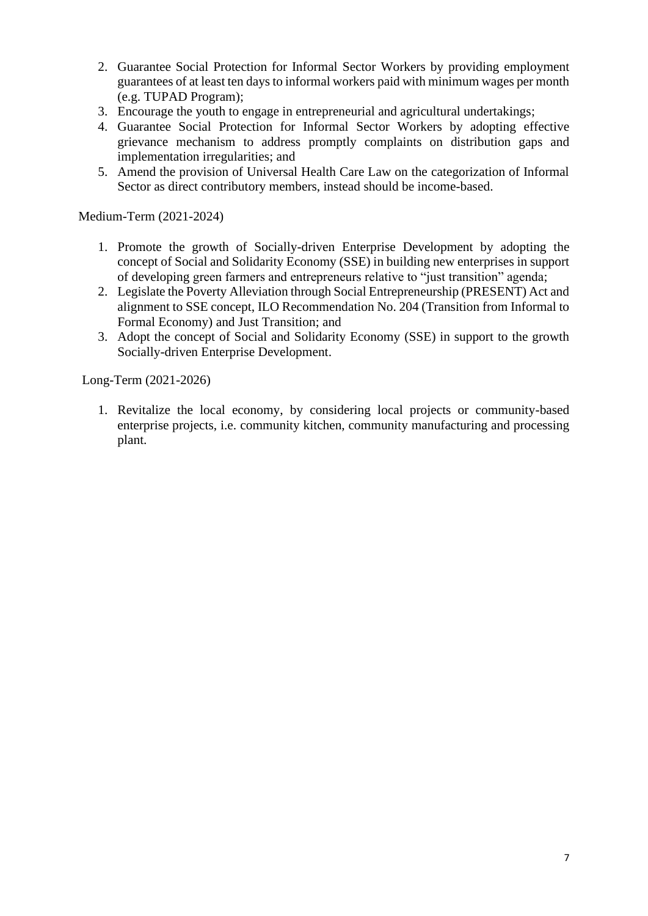2. Guarantee Social Protection for Informal Sector Workers by providing employment guarantees of at least ten days to informal workers paid with minimum wages per month (e.g. TUPAD Program);
3. Encourage the youth to engage in entrepreneurial and agricultural undertakings;
4. Guarantee Social Protection for Informal Sector Workers by adopting effective grievance mechanism to address promptly complaints on distribution gaps and implementation irregularities; and
5. Amend the provision of Universal Health Care Law on the categorization of Informal Sector as direct contributory members, instead should be income-based.

Medium-Term (2021-2024)

1. Promote the growth of Socially-driven Enterprise Development by adopting the concept of Social and Solidarity Economy (SSE) in building new enterprises in support of developing green farmers and entrepreneurs relative to "just transition" agenda;
2. Legislate the Poverty Alleviation through Social Entrepreneurship (PRESENT) Act and alignment to SSE concept, ILO Recommendation No. 204 (Transition from Informal to Formal Economy) and Just Transition; and
3. Adopt the concept of Social and Solidarity Economy (SSE) in support to the growth Socially-driven Enterprise Development.

Long-Term (2021-2026)

1. Revitalize the local economy, by considering local projects or community-based enterprise projects, i.e. community kitchen, community manufacturing and processing plant.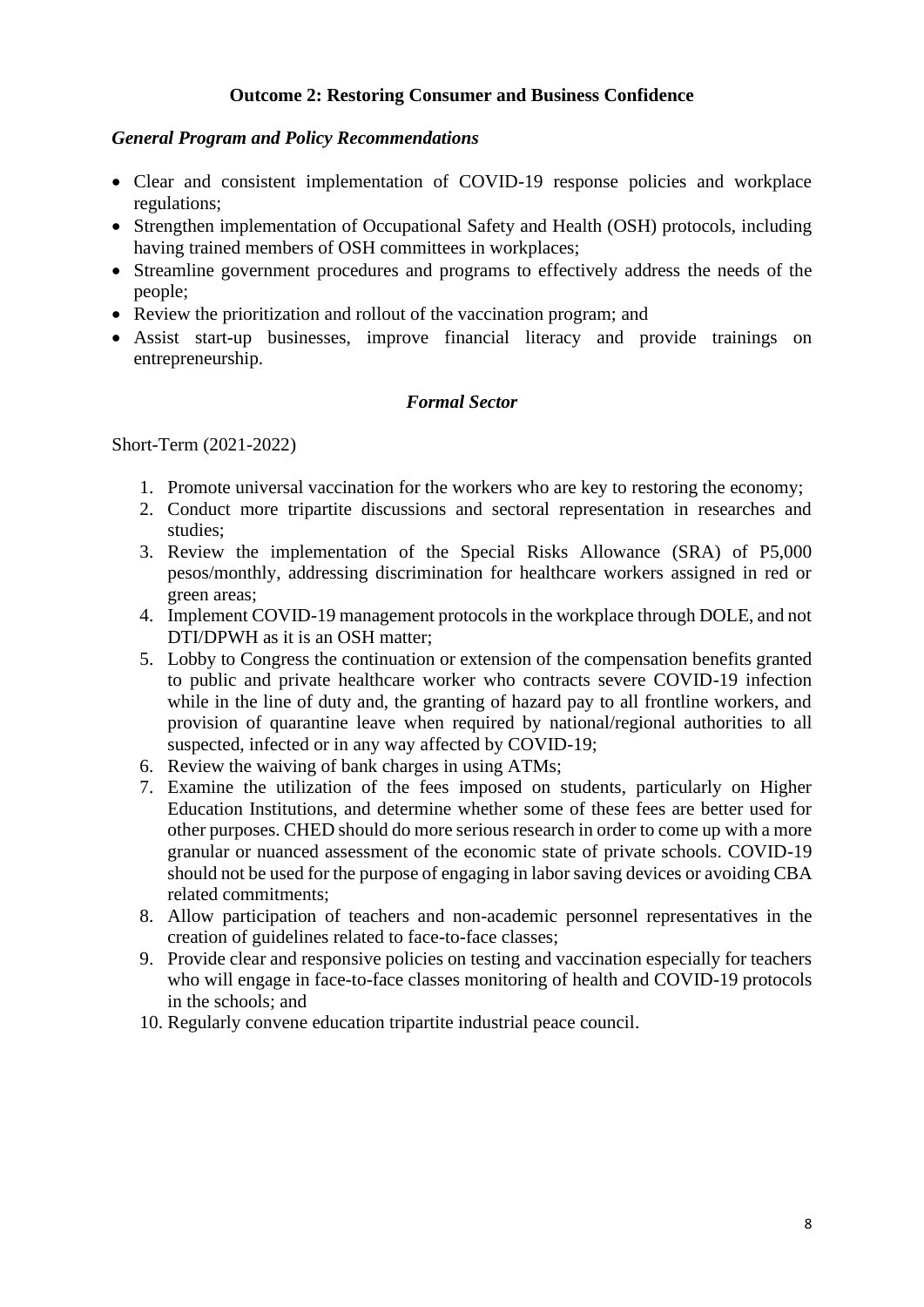## Outcome 2: Restoring Consumer and Business Confidence

### *General Program and Policy Recommendations*

- Clear and consistent implementation of COVID-19 response policies and workplace regulations;
- Strengthen implementation of Occupational Safety and Health (OSH) protocols, including having trained members of OSH committees in workplaces;
- Streamline government procedures and programs to effectively address the needs of the people;
- Review the prioritization and rollout of the vaccination program; and
- Assist start-up businesses, improve financial literacy and provide trainings on entrepreneurship.

### *Formal Sector*

Short-Term (2021-2022)

1. Promote universal vaccination for the workers who are key to restoring the economy;
2. Conduct more tripartite discussions and sectoral representation in researches and studies;
3. Review the implementation of the Special Risks Allowance (SRA) of P5,000 pesos/monthly, addressing discrimination for healthcare workers assigned in red or green areas;
4. Implement COVID-19 management protocols in the workplace through DOLE, and not DTI/DPWH as it is an OSH matter;
5. Lobby to Congress the continuation or extension of the compensation benefits granted to public and private healthcare worker who contracts severe COVID-19 infection while in the line of duty and, the granting of hazard pay to all frontline workers, and provision of quarantine leave when required by national/regional authorities to all suspected, infected or in any way affected by COVID-19;
6. Review the waiving of bank charges in using ATMs;
7. Examine the utilization of the fees imposed on students, particularly on Higher Education Institutions, and determine whether some of these fees are better used for other purposes. CHED should do more serious research in order to come up with a more granular or nuanced assessment of the economic state of private schools. COVID-19 should not be used for the purpose of engaging in labor saving devices or avoiding CBA related commitments;
8. Allow participation of teachers and non-academic personnel representatives in the creation of guidelines related to face-to-face classes;
9. Provide clear and responsive policies on testing and vaccination especially for teachers who will engage in face-to-face classes monitoring of health and COVID-19 protocols in the schools; and
10. Regularly convene education tripartite industrial peace council.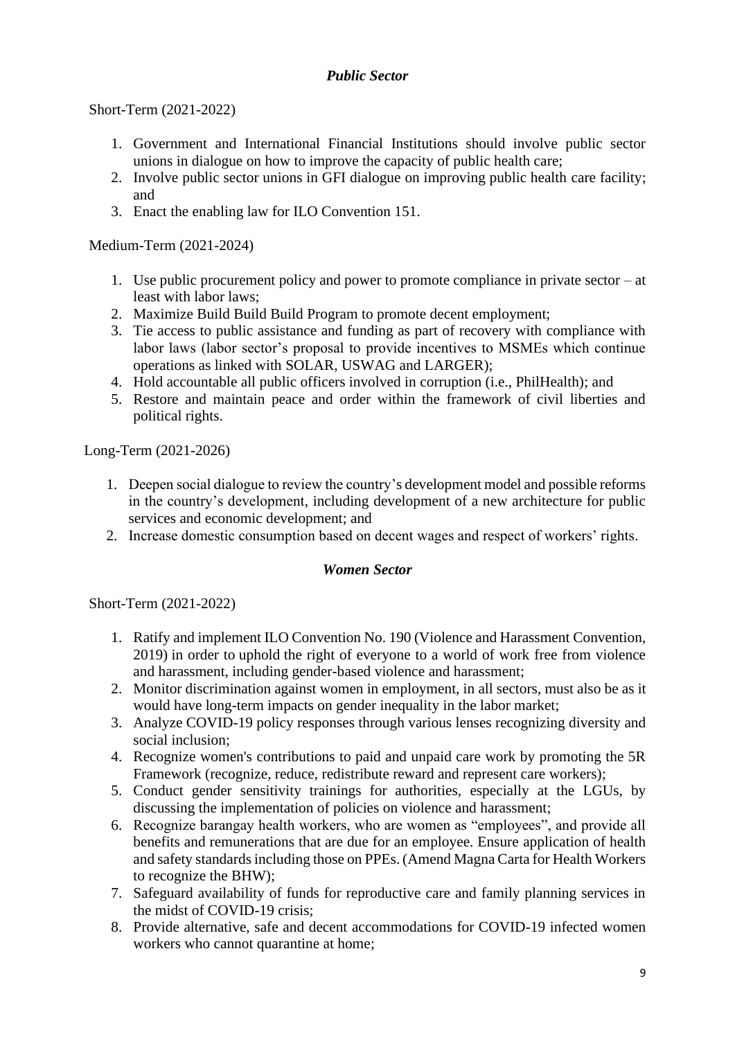### *Public Sector*

Short-Term (2021-2022)

1. Government and International Financial Institutions should involve public sector unions in dialogue on how to improve the capacity of public health care;
2. Involve public sector unions in GFI dialogue on improving public health care facility; and
3. Enact the enabling law for ILO Convention 151.

Medium-Term (2021-2024)

1. Use public procurement policy and power to promote compliance in private sector – at least with labor laws;
2. Maximize Build Build Build Program to promote decent employment;
3. Tie access to public assistance and funding as part of recovery with compliance with labor laws (labor sector's proposal to provide incentives to MSMEs which continue operations as linked with SOLAR, USWAG and LARGER);
4. Hold accountable all public officers involved in corruption (i.e., PhilHealth); and
5. Restore and maintain peace and order within the framework of civil liberties and political rights.

Long-Term (2021-2026)

1. Deepen social dialogue to review the country's development model and possible reforms in the country's development, including development of a new architecture for public services and economic development; and
2. Increase domestic consumption based on decent wages and respect of workers' rights.

### *Women Sector*

Short-Term (2021-2022)

1. Ratify and implement ILO Convention No. 190 (Violence and Harassment Convention, 2019) in order to uphold the right of everyone to a world of work free from violence and harassment, including gender-based violence and harassment;
2. Monitor discrimination against women in employment, in all sectors, must also be as it would have long-term impacts on gender inequality in the labor market;
3. Analyze COVID-19 policy responses through various lenses recognizing diversity and social inclusion;
4. Recognize women's contributions to paid and unpaid care work by promoting the 5R Framework (recognize, reduce, redistribute reward and represent care workers);
5. Conduct gender sensitivity trainings for authorities, especially at the LGUs, by discussing the implementation of policies on violence and harassment;
6. Recognize barangay health workers, who are women as "employees", and provide all benefits and remunerations that are due for an employee. Ensure application of health and safety standards including those on PPEs. (Amend Magna Carta for Health Workers to recognize the BHW);
7. Safeguard availability of funds for reproductive care and family planning services in the midst of COVID-19 crisis;
8. Provide alternative, safe and decent accommodations for COVID-19 infected women workers who cannot quarantine at home;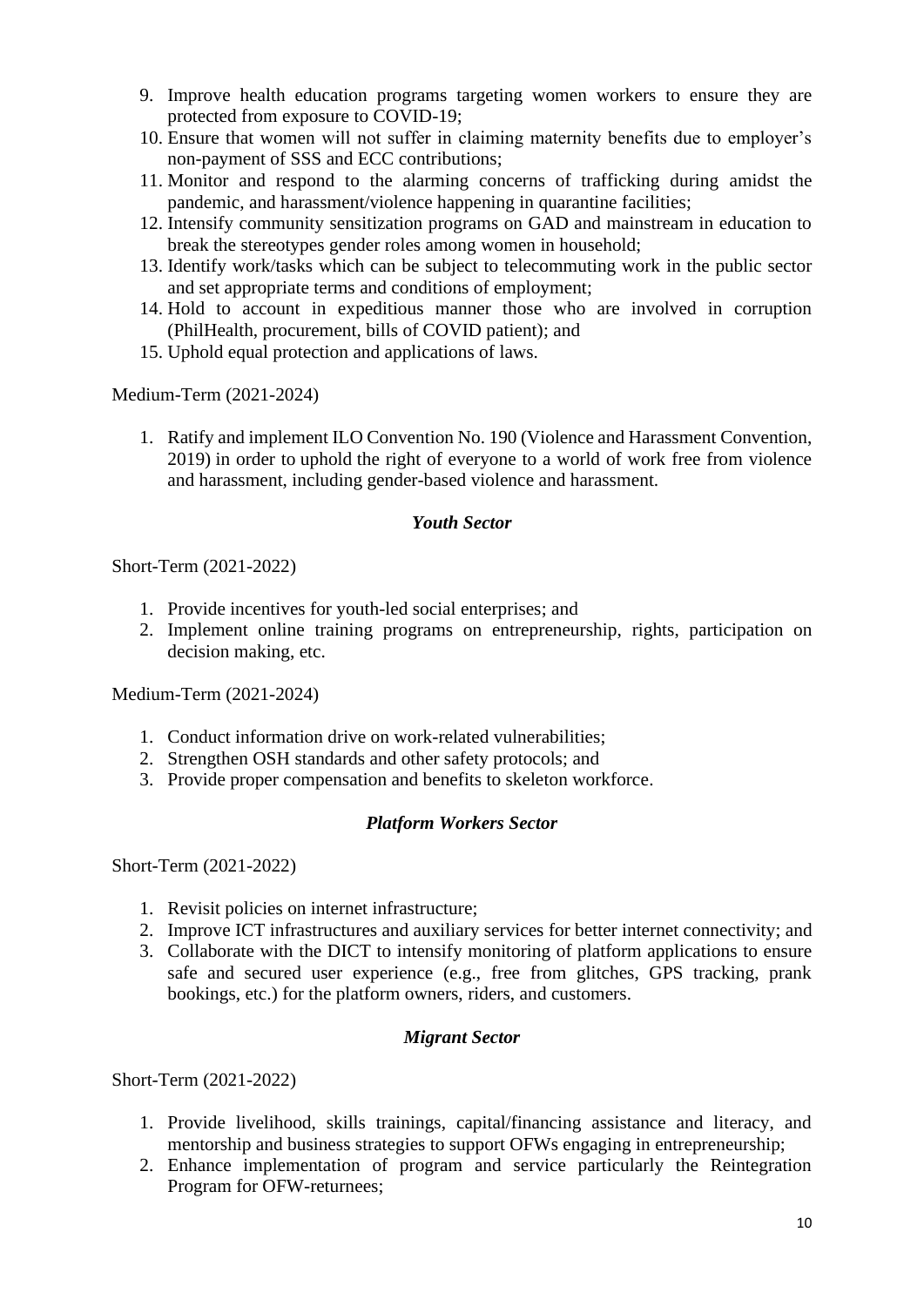9. Improve health education programs targeting women workers to ensure they are protected from exposure to COVID-19;
10. Ensure that women will not suffer in claiming maternity benefits due to employer's non-payment of SSS and ECC contributions;
11. Monitor and respond to the alarming concerns of trafficking during amidst the pandemic, and harassment/violence happening in quarantine facilities;
12. Intensify community sensitization programs on GAD and mainstream in education to break the stereotypes gender roles among women in household;
13. Identify work/tasks which can be subject to telecommuting work in the public sector and set appropriate terms and conditions of employment;
14. Hold to account in expeditious manner those who are involved in corruption (PhilHealth, procurement, bills of COVID patient); and
15. Uphold equal protection and applications of laws.

Medium-Term (2021-2024)

1. Ratify and implement ILO Convention No. 190 (Violence and Harassment Convention, 2019) in order to uphold the right of everyone to a world of work free from violence and harassment, including gender-based violence and harassment.

### *Youth Sector*

Short-Term (2021-2022)

1. Provide incentives for youth-led social enterprises; and
2. Implement online training programs on entrepreneurship, rights, participation on decision making, etc.

Medium-Term (2021-2024)

1. Conduct information drive on work-related vulnerabilities;
2. Strengthen OSH standards and other safety protocols; and
3. Provide proper compensation and benefits to skeleton workforce.

### *Platform Workers Sector*

Short-Term (2021-2022)

1. Revisit policies on internet infrastructure;
2. Improve ICT infrastructures and auxiliary services for better internet connectivity; and
3. Collaborate with the DICT to intensify monitoring of platform applications to ensure safe and secured user experience (e.g., free from glitches, GPS tracking, prank bookings, etc.) for the platform owners, riders, and customers.

### *Migrant Sector*

Short-Term (2021-2022)

1. Provide livelihood, skills trainings, capital/financing assistance and literacy, and mentorship and business strategies to support OFWs engaging in entrepreneurship;
2. Enhance implementation of program and service particularly the Reintegration Program for OFW-returnees;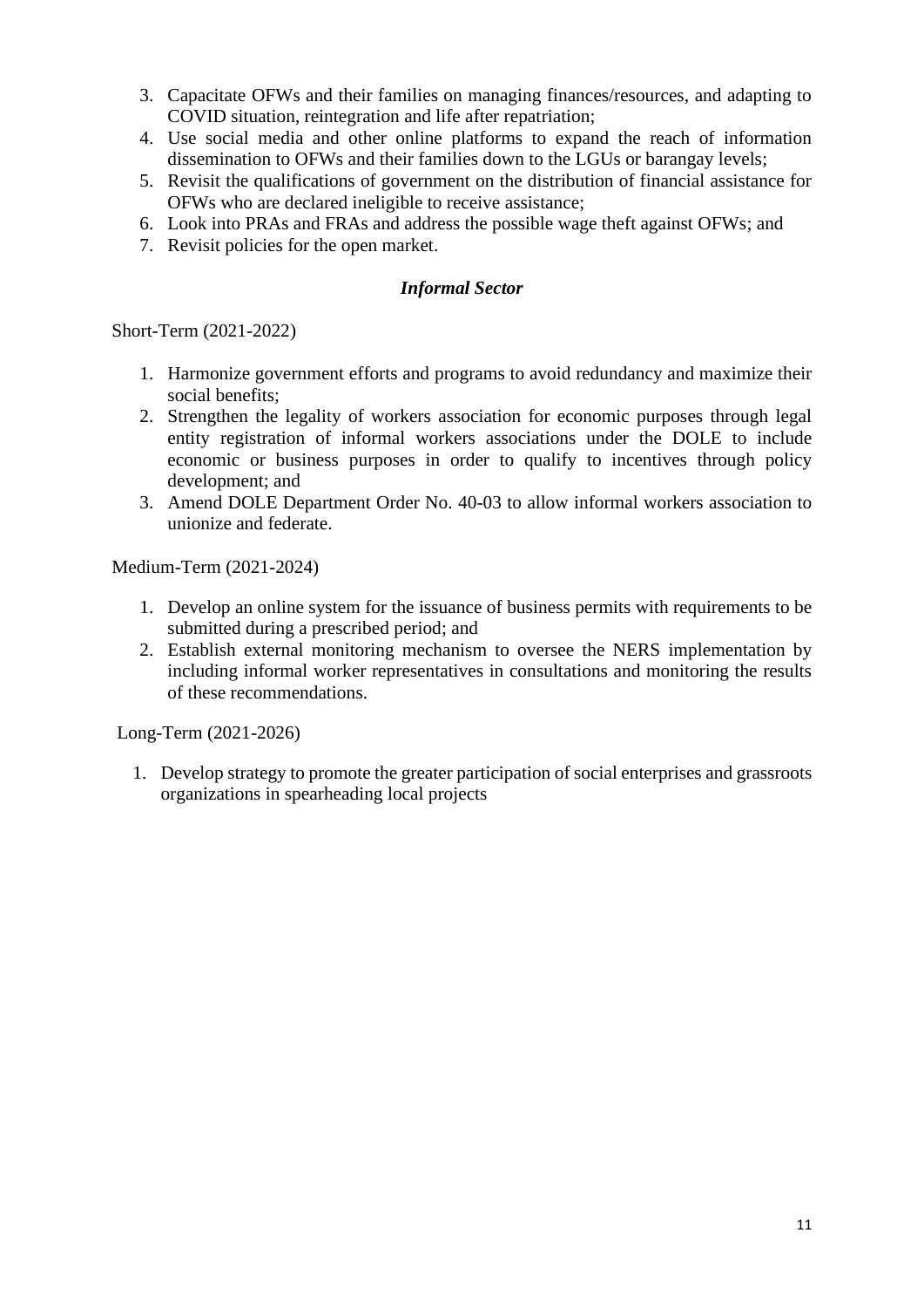3. Capacitate OFWs and their families on managing finances/resources, and adapting to COVID situation, reintegration and life after repatriation;
4. Use social media and other online platforms to expand the reach of information dissemination to OFWs and their families down to the LGUs or barangay levels;
5. Revisit the qualifications of government on the distribution of financial assistance for OFWs who are declared ineligible to receive assistance;
6. Look into PRAs and FRAs and address the possible wage theft against OFWs; and
7. Revisit policies for the open market.

### *Informal Sector*

Short-Term (2021-2022)

1. Harmonize government efforts and programs to avoid redundancy and maximize their social benefits;
2. Strengthen the legality of workers association for economic purposes through legal entity registration of informal workers associations under the DOLE to include economic or business purposes in order to qualify to incentives through policy development; and
3. Amend DOLE Department Order No. 40-03 to allow informal workers association to unionize and federate.

Medium-Term (2021-2024)

1. Develop an online system for the issuance of business permits with requirements to be submitted during a prescribed period; and
2. Establish external monitoring mechanism to oversee the NERS implementation by including informal worker representatives in consultations and monitoring the results of these recommendations.

Long-Term (2021-2026)

1. Develop strategy to promote the greater participation of social enterprises and grassroots organizations in spearheading local projects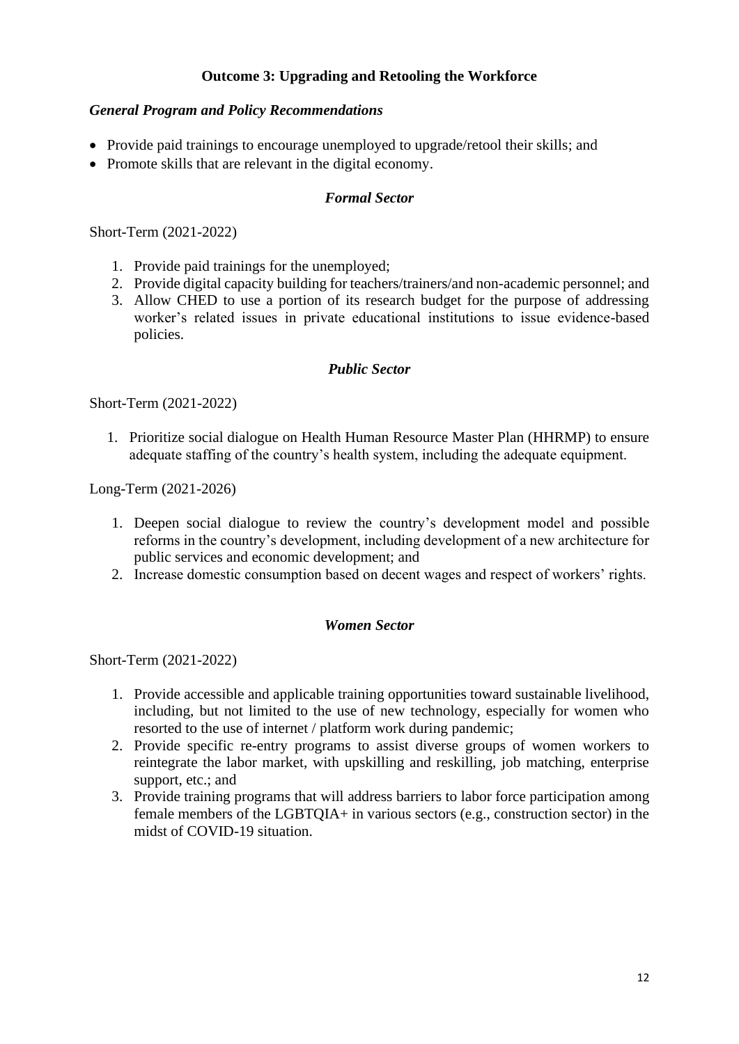## Outcome 3: Upgrading and Retooling the Workforce

### *General Program and Policy Recommendations*

- Provide paid trainings to encourage unemployed to upgrade/retool their skills; and
- Promote skills that are relevant in the digital economy.

#### *Formal Sector*

Short-Term (2021-2022)

1. Provide paid trainings for the unemployed;
2. Provide digital capacity building for teachers/trainers/and non-academic personnel; and
3. Allow CHED to use a portion of its research budget for the purpose of addressing worker's related issues in private educational institutions to issue evidence-based policies.

#### *Public Sector*

Short-Term (2021-2022)

1. Prioritize social dialogue on Health Human Resource Master Plan (HHRMP) to ensure adequate staffing of the country's health system, including the adequate equipment.

Long-Term (2021-2026)

1. Deepen social dialogue to review the country's development model and possible reforms in the country's development, including development of a new architecture for public services and economic development; and
2. Increase domestic consumption based on decent wages and respect of workers' rights.

#### *Women Sector*

Short-Term (2021-2022)

1. Provide accessible and applicable training opportunities toward sustainable livelihood, including, but not limited to the use of new technology, especially for women who resorted to the use of internet / platform work during pandemic;
2. Provide specific re-entry programs to assist diverse groups of women workers to reintegrate the labor market, with upskilling and reskilling, job matching, enterprise support, etc.; and
3. Provide training programs that will address barriers to labor force participation among female members of the LGBTQIA+ in various sectors (e.g., construction sector) in the midst of COVID-19 situation.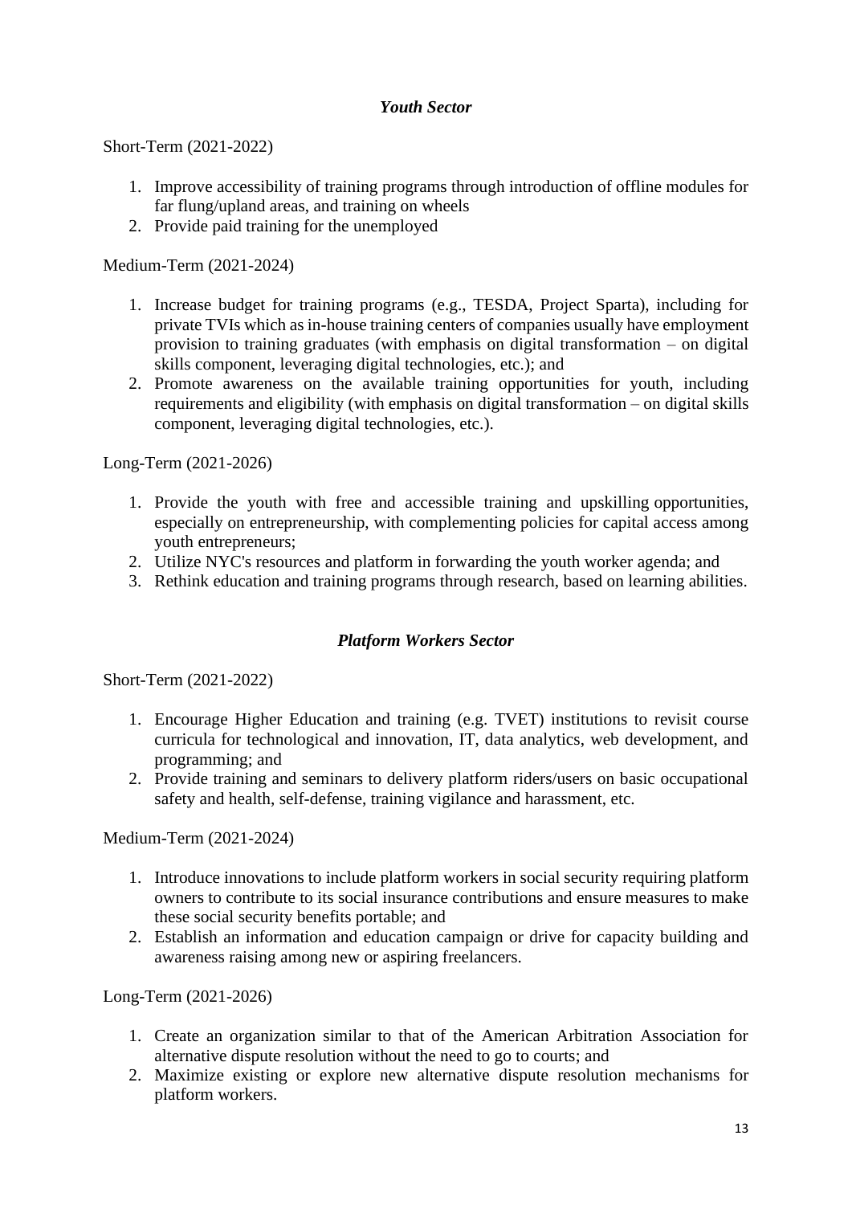### *Youth Sector*

Short-Term (2021-2022)

1. Improve accessibility of training programs through introduction of offline modules for far flung/upland areas, and training on wheels
2. Provide paid training for the unemployed

Medium-Term (2021-2024)

1. Increase budget for training programs (e.g., TESDA, Project Sparta), including for private TVIs which as in-house training centers of companies usually have employment provision to training graduates (with emphasis on digital transformation – on digital skills component, leveraging digital technologies, etc.); and
2. Promote awareness on the available training opportunities for youth, including requirements and eligibility (with emphasis on digital transformation – on digital skills component, leveraging digital technologies, etc.).

Long-Term (2021-2026)

1. Provide the youth with free and accessible training and upskilling opportunities, especially on entrepreneurship, with complementing policies for capital access among youth entrepreneurs;
2. Utilize NYC's resources and platform in forwarding the youth worker agenda; and
3. Rethink education and training programs through research, based on learning abilities.

### *Platform Workers Sector*

Short-Term (2021-2022)

1. Encourage Higher Education and training (e.g. TVET) institutions to revisit course curricula for technological and innovation, IT, data analytics, web development, and programming; and
2. Provide training and seminars to delivery platform riders/users on basic occupational safety and health, self-defense, training vigilance and harassment, etc.

Medium-Term (2021-2024)

1. Introduce innovations to include platform workers in social security requiring platform owners to contribute to its social insurance contributions and ensure measures to make these social security benefits portable; and
2. Establish an information and education campaign or drive for capacity building and awareness raising among new or aspiring freelancers.

Long-Term (2021-2026)

1. Create an organization similar to that of the American Arbitration Association for alternative dispute resolution without the need to go to courts; and
2. Maximize existing or explore new alternative dispute resolution mechanisms for platform workers.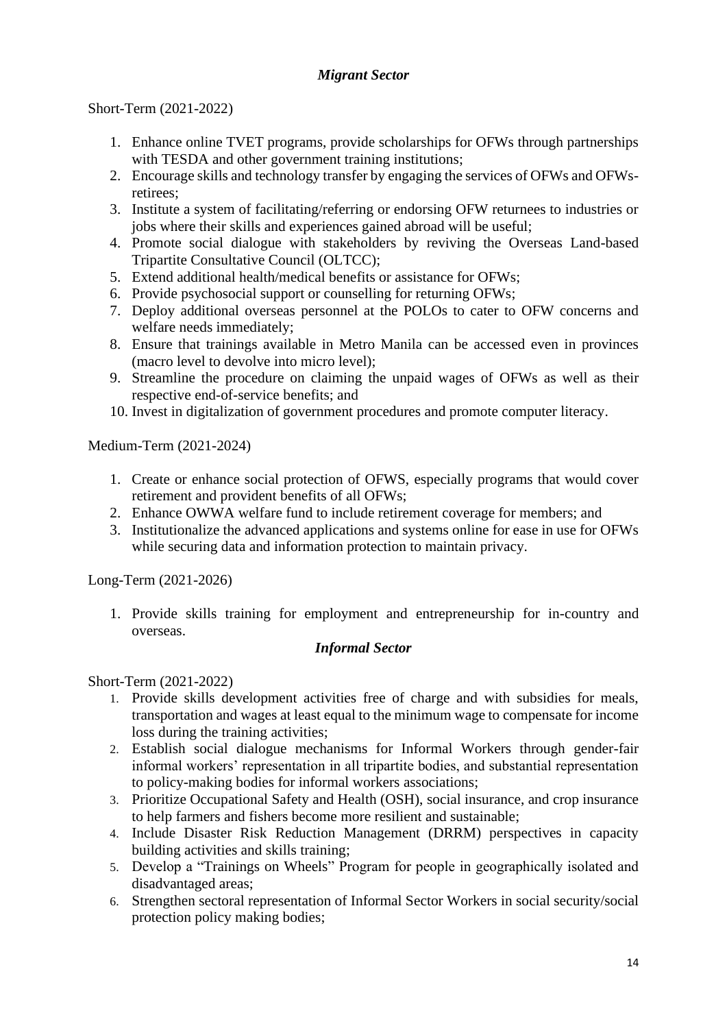### *Migrant Sector*

Short-Term (2021-2022)

1. Enhance online TVET programs, provide scholarships for OFWs through partnerships with TESDA and other government training institutions;
2. Encourage skills and technology transfer by engaging the services of OFWs and OFWs-retirees;
3. Institute a system of facilitating/referring or endorsing OFW returnees to industries or jobs where their skills and experiences gained abroad will be useful;
4. Promote social dialogue with stakeholders by reviving the Overseas Land-based Tripartite Consultative Council (OLTCC);
5. Extend additional health/medical benefits or assistance for OFWs;
6. Provide psychosocial support or counselling for returning OFWs;
7. Deploy additional overseas personnel at the POLOs to cater to OFW concerns and welfare needs immediately;
8. Ensure that trainings available in Metro Manila can be accessed even in provinces (macro level to devolve into micro level);
9. Streamline the procedure on claiming the unpaid wages of OFWs as well as their respective end-of-service benefits; and
10. Invest in digitalization of government procedures and promote computer literacy.

Medium-Term (2021-2024)

1. Create or enhance social protection of OFWS, especially programs that would cover retirement and provident benefits of all OFWs;
2. Enhance OWWA welfare fund to include retirement coverage for members; and
3. Institutionalize the advanced applications and systems online for ease in use for OFWs while securing data and information protection to maintain privacy.

Long-Term (2021-2026)

1. Provide skills training for employment and entrepreneurship for in-country and overseas.

### *Informal Sector*

Short-Term (2021-2022)

1. Provide skills development activities free of charge and with subsidies for meals, transportation and wages at least equal to the minimum wage to compensate for income loss during the training activities;
2. Establish social dialogue mechanisms for Informal Workers through gender-fair informal workers' representation in all tripartite bodies, and substantial representation to policy-making bodies for informal workers associations;
3. Prioritize Occupational Safety and Health (OSH), social insurance, and crop insurance to help farmers and fishers become more resilient and sustainable;
4. Include Disaster Risk Reduction Management (DRRM) perspectives in capacity building activities and skills training;
5. Develop a "Trainings on Wheels" Program for people in geographically isolated and disadvantaged areas;
6. Strengthen sectoral representation of Informal Sector Workers in social security/social protection policy making bodies;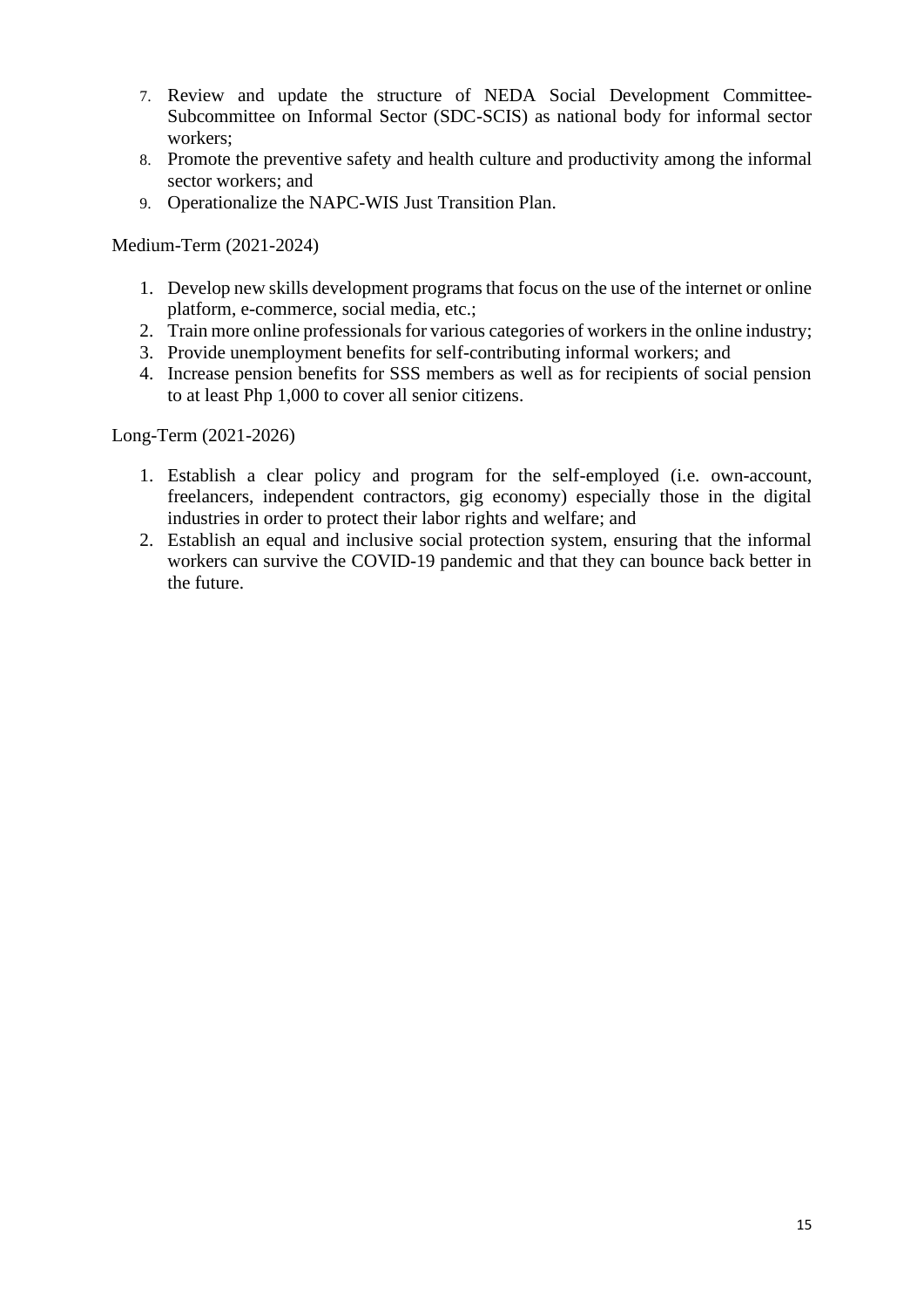7. Review and update the structure of NEDA Social Development Committee-Subcommittee on Informal Sector (SDC-SCIS) as national body for informal sector workers;
8. Promote the preventive safety and health culture and productivity among the informal sector workers; and
9. Operationalize the NAPC-WIS Just Transition Plan.

Medium-Term (2021-2024)

1. Develop new skills development programs that focus on the use of the internet or online platform, e-commerce, social media, etc.;
2. Train more online professionals for various categories of workers in the online industry;
3. Provide unemployment benefits for self-contributing informal workers; and
4. Increase pension benefits for SSS members as well as for recipients of social pension to at least Php 1,000 to cover all senior citizens.

Long-Term (2021-2026)

1. Establish a clear policy and program for the self-employed (i.e. own-account, freelancers, independent contractors, gig economy) especially those in the digital industries in order to protect their labor rights and welfare; and
2. Establish an equal and inclusive social protection system, ensuring that the informal workers can survive the COVID-19 pandemic and that they can bounce back better in the future.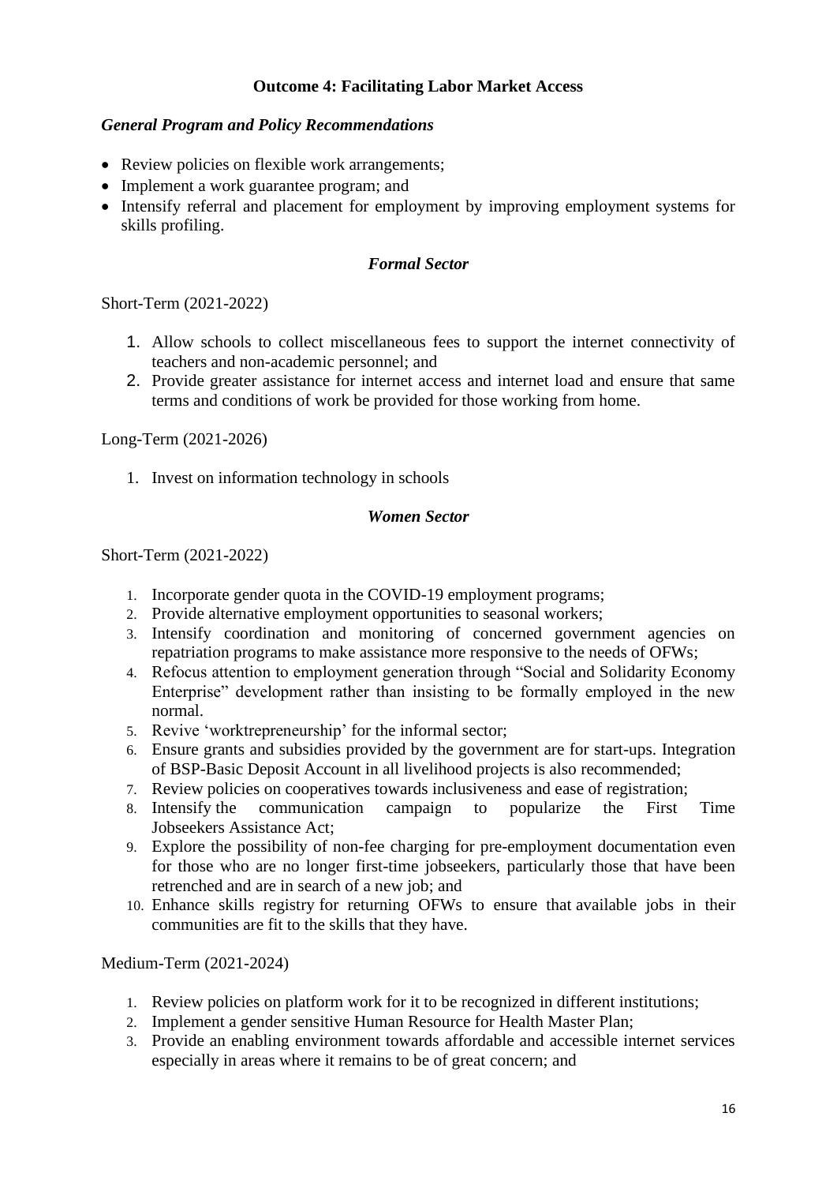**Outcome 4: Facilitating Labor Market Access**

***General Program and Policy Recommendations***

- Review policies on flexible work arrangements;
- Implement a work guarantee program; and
- Intensify referral and placement for employment by improving employment systems for skills profiling.

***Formal Sector***

Short-Term (2021-2022)

1. Allow schools to collect miscellaneous fees to support the internet connectivity of teachers and non-academic personnel; and
2. Provide greater assistance for internet access and internet load and ensure that same terms and conditions of work be provided for those working from home.

Long-Term (2021-2026)

1. Invest on information technology in schools

***Women Sector***

Short-Term (2021-2022)

1. Incorporate gender quota in the COVID-19 employment programs;
2. Provide alternative employment opportunities to seasonal workers;
3. Intensify coordination and monitoring of concerned government agencies on repatriation programs to make assistance more responsive to the needs of OFWs;
4. Refocus attention to employment generation through "Social and Solidarity Economy Enterprise" development rather than insisting to be formally employed in the new normal.
5. Revive 'worktrepreneurship' for the informal sector;
6. Ensure grants and subsidies provided by the government are for start-ups. Integration of BSP-Basic Deposit Account in all livelihood projects is also recommended;
7. Review policies on cooperatives towards inclusiveness and ease of registration;
8. Intensify the communication campaign to popularize the First Time Jobseekers Assistance Act;
9. Explore the possibility of non-fee charging for pre-employment documentation even for those who are no longer first-time jobseekers, particularly those that have been retrenched and are in search of a new job; and
10. Enhance skills registry for returning OFWs to ensure that available jobs in their communities are fit to the skills that they have.

Medium-Term (2021-2024)

1. Review policies on platform work for it to be recognized in different institutions;
2. Implement a gender sensitive Human Resource for Health Master Plan;
3. Provide an enabling environment towards affordable and accessible internet services especially in areas where it remains to be of great concern; and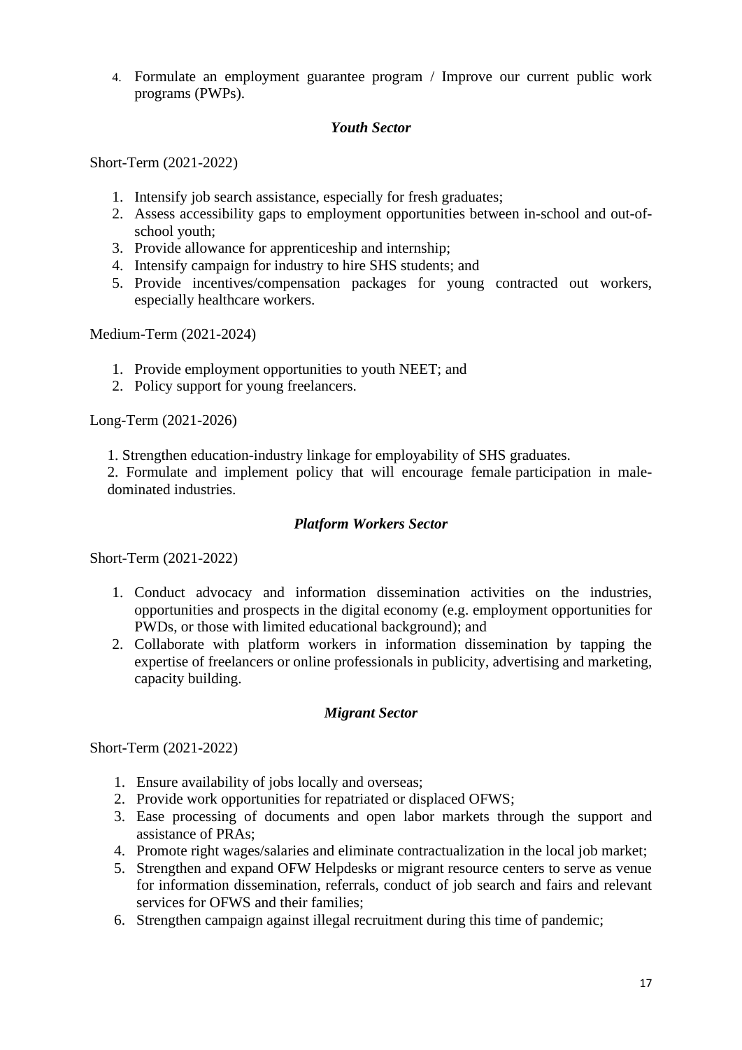4. Formulate an employment guarantee program / Improve our current public work programs (PWPs).

### *Youth Sector*

Short-Term (2021-2022)

1. Intensify job search assistance, especially for fresh graduates;
2. Assess accessibility gaps to employment opportunities between in-school and out-of-school youth;
3. Provide allowance for apprenticeship and internship;
4. Intensify campaign for industry to hire SHS students; and
5. Provide incentives/compensation packages for young contracted out workers, especially healthcare workers.

Medium-Term (2021-2024)

1. Provide employment opportunities to youth NEET; and
2. Policy support for young freelancers.

Long-Term (2021-2026)

1. Strengthen education-industry linkage for employability of SHS graduates.
2. Formulate and implement policy that will encourage female participation in male-dominated industries.

### *Platform Workers Sector*

Short-Term (2021-2022)

1. Conduct advocacy and information dissemination activities on the industries, opportunities and prospects in the digital economy (e.g. employment opportunities for PWDs, or those with limited educational background); and
2. Collaborate with platform workers in information dissemination by tapping the expertise of freelancers or online professionals in publicity, advertising and marketing, capacity building.

### *Migrant Sector*

Short-Term (2021-2022)

1. Ensure availability of jobs locally and overseas;
2. Provide work opportunities for repatriated or displaced OFWS;
3. Ease processing of documents and open labor markets through the support and assistance of PRAs;
4. Promote right wages/salaries and eliminate contractualization in the local job market;
5. Strengthen and expand OFW Helpdesks or migrant resource centers to serve as venue for information dissemination, referrals, conduct of job search and fairs and relevant services for OFWS and their families;
6. Strengthen campaign against illegal recruitment during this time of pandemic;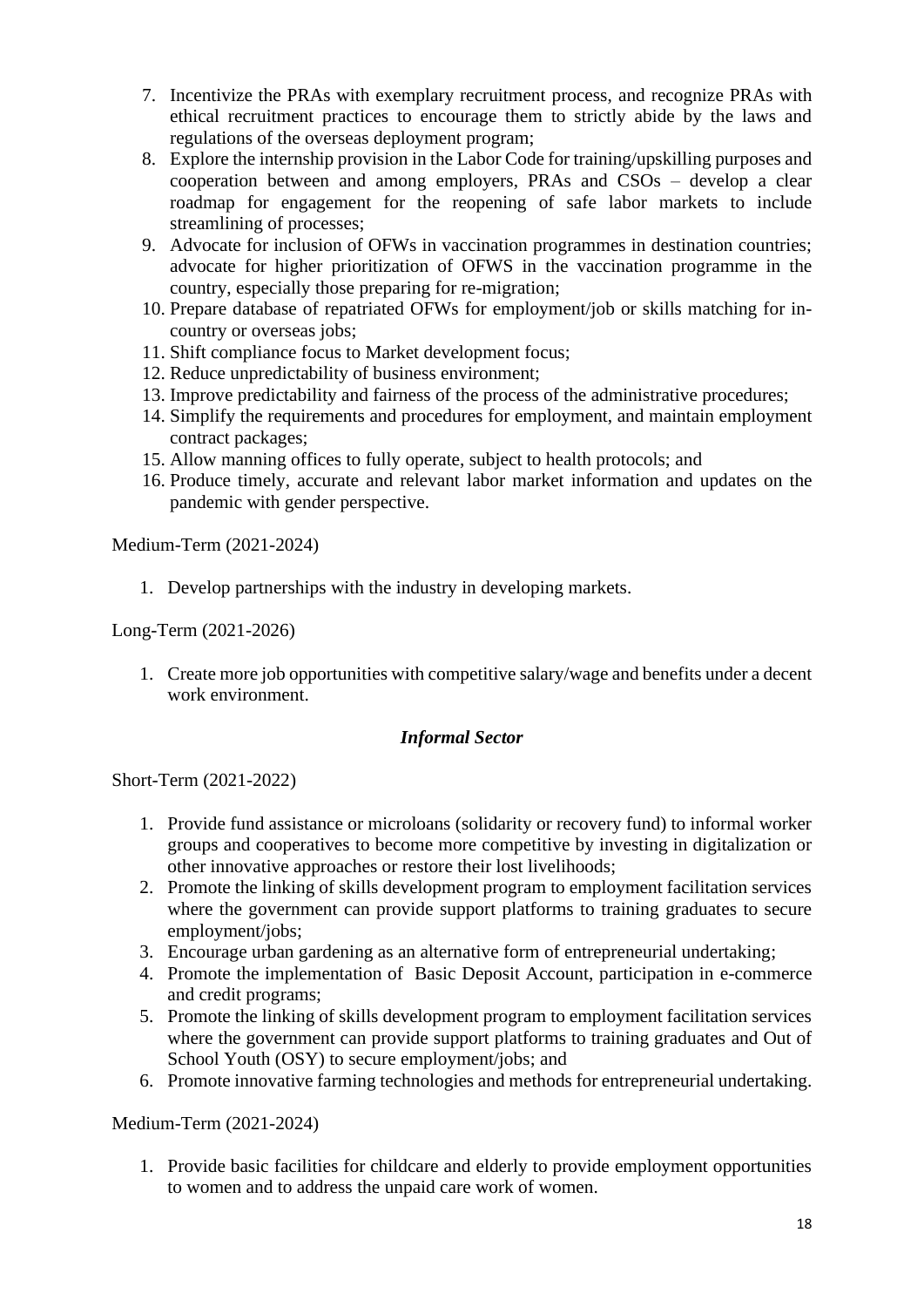7. Incentivize the PRAs with exemplary recruitment process, and recognize PRAs with ethical recruitment practices to encourage them to strictly abide by the laws and regulations of the overseas deployment program;
8. Explore the internship provision in the Labor Code for training/upskilling purposes and cooperation between and among employers, PRAs and CSOs – develop a clear roadmap for engagement for the reopening of safe labor markets to include streamlining of processes;
9. Advocate for inclusion of OFWs in vaccination programmes in destination countries; advocate for higher prioritization of OFWS in the vaccination programme in the country, especially those preparing for re-migration;
10. Prepare database of repatriated OFWs for employment/job or skills matching for in-country or overseas jobs;
11. Shift compliance focus to Market development focus;
12. Reduce unpredictability of business environment;
13. Improve predictability and fairness of the process of the administrative procedures;
14. Simplify the requirements and procedures for employment, and maintain employment contract packages;
15. Allow manning offices to fully operate, subject to health protocols; and
16. Produce timely, accurate and relevant labor market information and updates on the pandemic with gender perspective.

Medium-Term (2021-2024)

1. Develop partnerships with the industry in developing markets.

Long-Term (2021-2026)

1. Create more job opportunities with competitive salary/wage and benefits under a decent work environment.

### *Informal Sector*

Short-Term (2021-2022)

1. Provide fund assistance or microloans (solidarity or recovery fund) to informal worker groups and cooperatives to become more competitive by investing in digitalization or other innovative approaches or restore their lost livelihoods;
2. Promote the linking of skills development program to employment facilitation services where the government can provide support platforms to training graduates to secure employment/jobs;
3. Encourage urban gardening as an alternative form of entrepreneurial undertaking;
4. Promote the implementation of Basic Deposit Account, participation in e-commerce and credit programs;
5. Promote the linking of skills development program to employment facilitation services where the government can provide support platforms to training graduates and Out of School Youth (OSY) to secure employment/jobs; and
6. Promote innovative farming technologies and methods for entrepreneurial undertaking.

Medium-Term (2021-2024)

1. Provide basic facilities for childcare and elderly to provide employment opportunities to women and to address the unpaid care work of women.